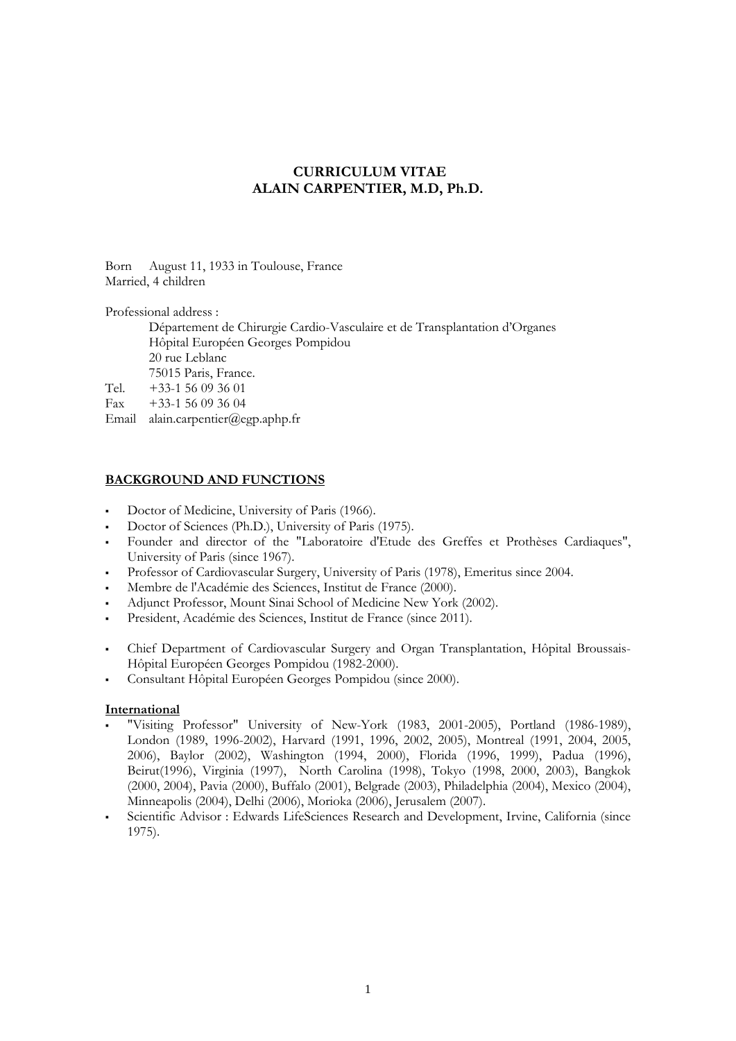# CURRICULUM VITAE
# ALAIN CARPENTIER, M.D, Ph.D.

Born August 11, 1933 in Toulouse, France
Married, 4 children

Professional address :
Département de Chirurgie Cardio-Vasculaire et de Transplantation d'Organes
Hôpital Européen Georges Pompidou
20 rue Leblanc
75015 Paris, France.
Tel. +33-1 56 09 36 01
Fax +33-1 56 09 36 04
Email alain.carpentier@egp.aphp.fr

## BACKGROUND AND FUNCTIONS

- Doctor of Medicine, University of Paris (1966).
- Doctor of Sciences (Ph.D.), University of Paris (1975).
- Founder and director of the "Laboratoire d'Etude des Greffes et Prothèses Cardiaques", University of Paris (since 1967).
- Professor of Cardiovascular Surgery, University of Paris (1978), Emeritus since 2004.
- Membre de l'Académie des Sciences, Institut de France (2000).
- Adjunct Professor, Mount Sinai School of Medicine New York (2002).
- President, Académie des Sciences, Institut de France (since 2011).

- Chief Department of Cardiovascular Surgery and Organ Transplantation, Hôpital Broussais-Hôpital Européen Georges Pompidou (1982-2000).
- Consultant Hôpital Européen Georges Pompidou (since 2000).

### International

- "Visiting Professor" University of New-York (1983, 2001-2005), Portland (1986-1989), London (1989, 1996-2002), Harvard (1991, 1996, 2002, 2005), Montreal (1991, 2004, 2005, 2006), Baylor (2002), Washington (1994, 2000), Florida (1996, 1999), Padua (1996), Beirut(1996), Virginia (1997), North Carolina (1998), Tokyo (1998, 2000, 2003), Bangkok (2000, 2004), Pavia (2000), Buffalo (2001), Belgrade (2003), Philadelphia (2004), Mexico (2004), Minneapolis (2004), Delhi (2006), Morioka (2006), Jerusalem (2007).
- Scientific Advisor : Edwards LifeSciences Research and Development, Irvine, California (since 1975).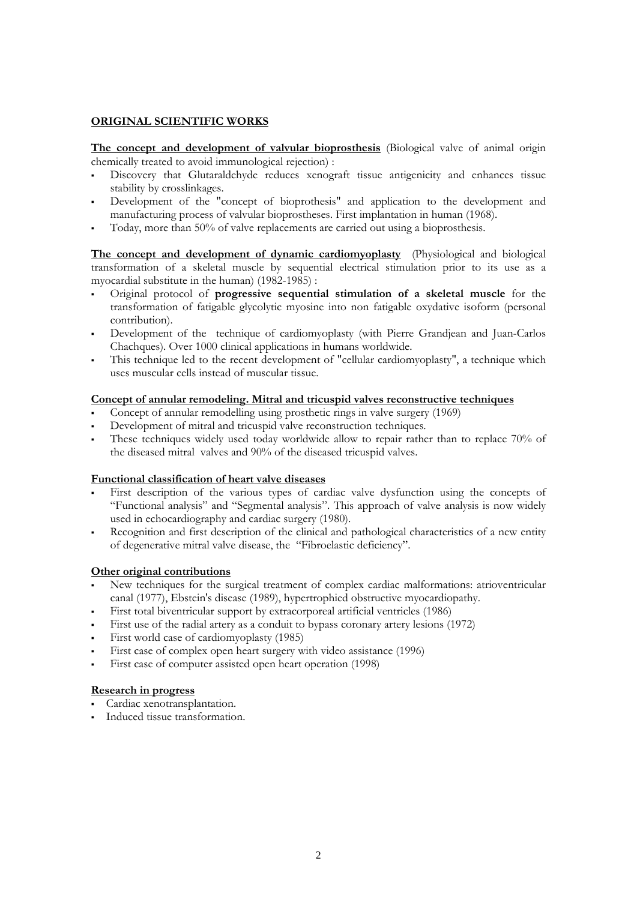## ORIGINAL SCIENTIFIC WORKS

**The concept and development of valvular bioprosthesis** (Biological valve of animal origin chemically treated to avoid immunological rejection) :

- Discovery that Glutaraldehyde reduces xenograft tissue antigenicity and enhances tissue stability by crosslinkages.
- Development of the "concept of bioprothesis" and application to the development and manufacturing process of valvular bioprostheses. First implantation in human (1968).
- Today, more than 50% of valve replacements are carried out using a bioprosthesis.

**The concept and development of dynamic cardiomyoplasty** (Physiological and biological transformation of a skeletal muscle by sequential electrical stimulation prior to its use as a myocardial substitute in the human) (1982-1985) :

- Original protocol of **progressive sequential stimulation of a skeletal muscle** for the transformation of fatigable glycolytic myosine into non fatigable oxydative isoform (personal contribution).
- Development of the technique of cardiomyoplasty (with Pierre Grandjean and Juan-Carlos Chachques). Over 1000 clinical applications in humans worldwide.
- This technique led to the recent development of "cellular cardiomyoplasty", a technique which uses muscular cells instead of muscular tissue.

**Concept of annular remodeling. Mitral and tricuspid valves reconstructive techniques**

- Concept of annular remodelling using prosthetic rings in valve surgery (1969)
- Development of mitral and tricuspid valve reconstruction techniques.
- These techniques widely used today worldwide allow to repair rather than to replace 70% of the diseased mitral valves and 90% of the diseased tricuspid valves.

**Functional classification of heart valve diseases**

- First description of the various types of cardiac valve dysfunction using the concepts of "Functional analysis" and "Segmental analysis". This approach of valve analysis is now widely used in echocardiography and cardiac surgery (1980).
- Recognition and first description of the clinical and pathological characteristics of a new entity of degenerative mitral valve disease, the "Fibroelastic deficiency".

**Other original contributions**

- New techniques for the surgical treatment of complex cardiac malformations: atrioventricular canal (1977), Ebstein's disease (1989), hypertrophied obstructive myocardiopathy.
- First total biventricular support by extracorporeal artificial ventricles (1986)
- First use of the radial artery as a conduit to bypass coronary artery lesions (1972)
- First world case of cardiomyoplasty (1985)
- First case of complex open heart surgery with video assistance (1996)
- First case of computer assisted open heart operation (1998)

**Research in progress**

- Cardiac xenotransplantation.
- Induced tissue transformation.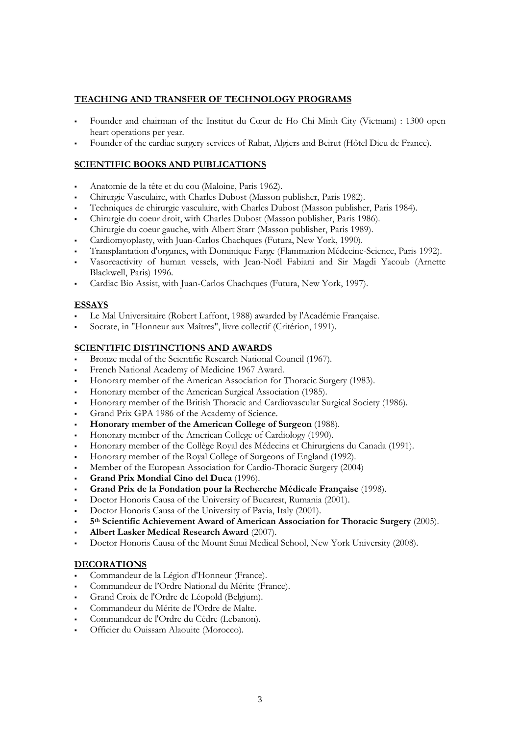## TEACHING AND TRANSFER OF TECHNOLOGY PROGRAMS

- Founder and chairman of the Institut du Cœur de Ho Chi Minh City (Vietnam) : 1300 open heart operations per year.
- Founder of the cardiac surgery services of Rabat, Algiers and Beirut (Hôtel Dieu de France).

## SCIENTIFIC BOOKS AND PUBLICATIONS

- Anatomie de la tête et du cou (Maloine, Paris 1962).
- Chirurgie Vasculaire, with Charles Dubost (Masson publisher, Paris 1982).
- Techniques de chirurgie vasculaire, with Charles Dubost (Masson publisher, Paris 1984).
- Chirurgie du coeur droit, with Charles Dubost (Masson publisher, Paris 1986).
  Chirurgie du coeur gauche, with Albert Starr (Masson publisher, Paris 1989).
- Cardiomyoplasty, with Juan-Carlos Chachques (Futura, New York, 1990).
- Transplantation d'organes, with Dominique Farge (Flammarion Médecine-Science, Paris 1992).
- Vasoreactivity of human vessels, with Jean-Noël Fabiani and Sir Magdi Yacoub (Arnette Blackwell, Paris) 1996.
- Cardiac Bio Assist, with Juan-Carlos Chachques (Futura, New York, 1997).

## ESSAYS

- Le Mal Universitaire (Robert Laffont, 1988) awarded by l'Académie Française.
- Socrate, in "Honneur aux Maîtres", livre collectif (Critérion, 1991).

## SCIENTIFIC DISTINCTIONS AND AWARDS

- Bronze medal of the Scientific Research National Council (1967).
- French National Academy of Medicine 1967 Award.
- Honorary member of the American Association for Thoracic Surgery (1983).
- Honorary member of the American Surgical Association (1985).
- Honorary member of the British Thoracic and Cardiovascular Surgical Society (1986).
- Grand Prix GPA 1986 of the Academy of Science.
- **Honorary member of the American College of Surgeon** (1988).
- Honorary member of the American College of Cardiology (1990).
- Honorary member of the Collège Royal des Médecins et Chirurgiens du Canada (1991).
- Honorary member of the Royal College of Surgeons of England (1992).
- Member of the European Association for Cardio-Thoracic Surgery (2004)
- **Grand Prix Mondial Cino del Duca** (1996).
- **Grand Prix de la Fondation pour la Recherche Médicale Française** (1998).
- Doctor Honoris Causa of the University of Bucarest, Rumania (2001).
- Doctor Honoris Causa of the University of Pavia, Italy (2001).
- **5th Scientific Achievement Award of American Association for Thoracic Surgery** (2005).
- **Albert Lasker Medical Research Award** (2007).
- Doctor Honoris Causa of the Mount Sinai Medical School, New York University (2008).

## DECORATIONS

- Commandeur de la Légion d'Honneur (France).
- Commandeur de l'Ordre National du Mérite (France).
- Grand Croix de l'Ordre de Léopold (Belgium).
- Commandeur du Mérite de l'Ordre de Malte.
- Commandeur de l'Ordre du Cèdre (Lebanon).
- Officier du Ouissam Alaouite (Morocco).